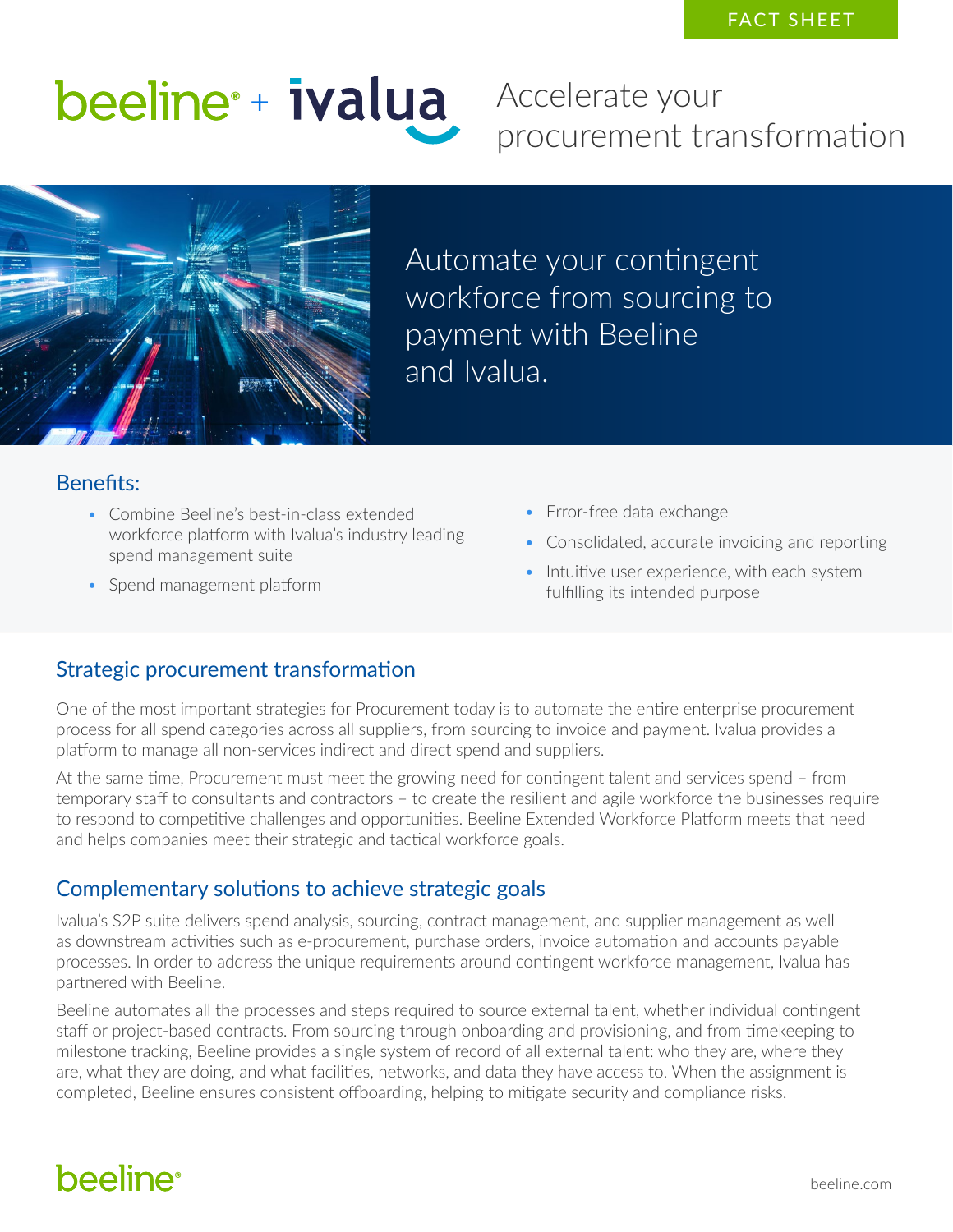FACT SHEET

# beeline + ivalua

## Accelerate your procurement transformation

Automate your contingent workforce from sourcing to payment with Beeline and Ivalua.

### Benefits:

- Combine Beeline's best-in-class extended workforce platform with Ivalua's industry leading spend management suite
- Spend management platform
- Error-free data exchange
- Consolidated, accurate invoicing and reporting
- Intuitive user experience, with each system fulfilling its intended purpose

## Strategic procurement transformation

One of the most important strategies for Procurement today is to automate the entire enterprise procurement process for all spend categories across all suppliers, from sourcing to invoice and payment. Ivalua provides a platform to manage all non-services indirect and direct spend and suppliers.

At the same time, Procurement must meet the growing need for contingent talent and services spend – from temporary staff to consultants and contractors – to create the resilient and agile workforce the businesses require to respond to competitive challenges and opportunities. Beeline Extended Workforce Platform meets that need and helps companies meet their strategic and tactical workforce goals.

## Complementary solutions to achieve strategic goals

Ivalua's S2P suite delivers spend analysis, sourcing, contract management, and supplier management as well as downstream activities such as e-procurement, purchase orders, invoice automation and accounts payable processes. In order to address the unique requirements around contingent workforce management, Ivalua has partnered with Beeline.

Beeline automates all the processes and steps required to source external talent, whether individual contingent staff or project-based contracts. From sourcing through onboarding and provisioning, and from timekeeping to milestone tracking, Beeline provides a single system of record of all external talent: who they are, where they are, what they are doing, and what facilities, networks, and data they have access to. When the assignment is completed, Beeline ensures consistent offboarding, helping to mitigate security and compliance risks.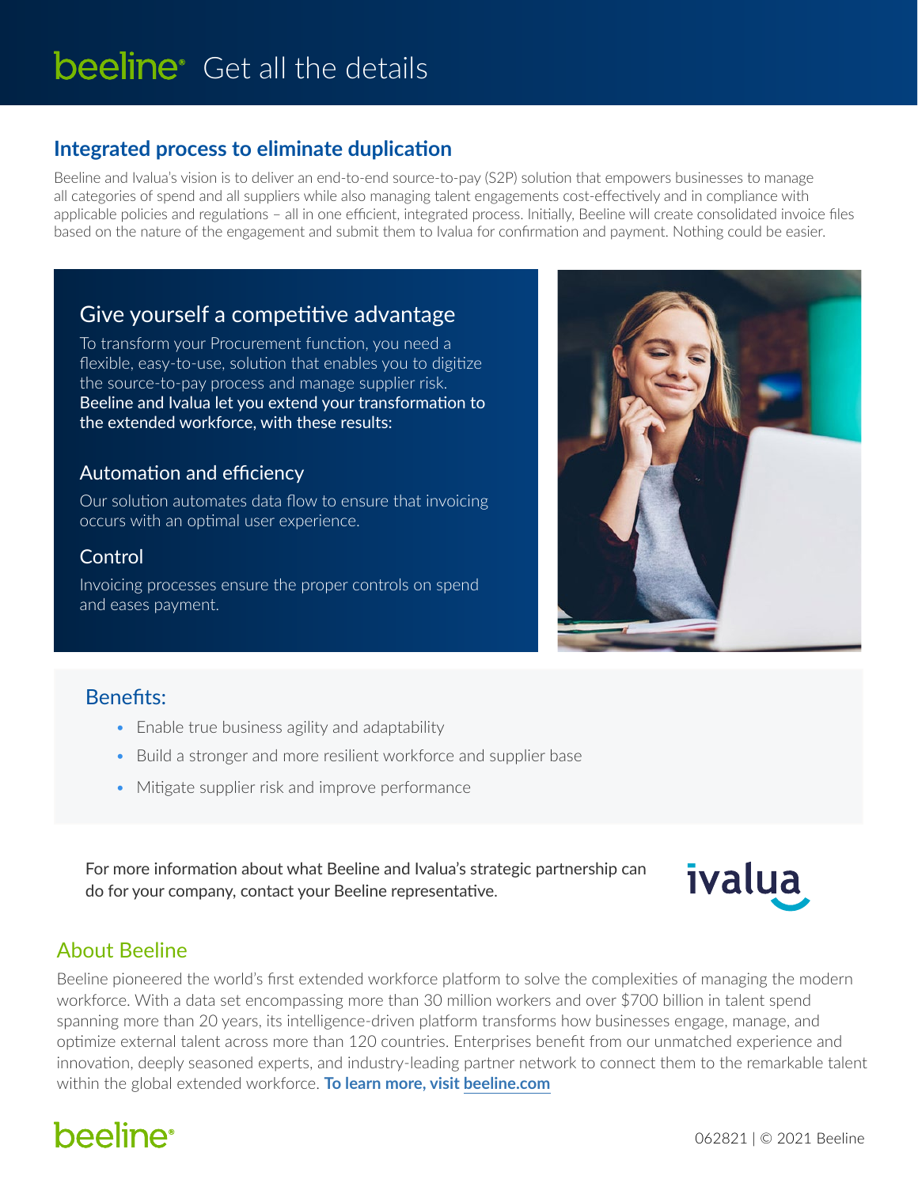# beeline Get all the details

## Integrated process to eliminate duplication

Beeline and Ivalua's vision is to deliver an end-to-end source-to-pay (S2P) solution that empowers businesses to manage all categories of spend and all suppliers while also managing talent engagements cost-effectively and in compliance with applicable policies and regulations – all in one efficient, integrated process. Initially, Beeline will create consolidated invoice files based on the nature of the engagement and submit them to Ivalua for confirmation and payment. Nothing could be easier.

### Give yourself a competitive advantage

To transform your Procurement function, you need a flexible, easy-to-use, solution that enables you to digitize the source-to-pay process and manage supplier risk. Beeline and Ivalua let you extend your transformation to the extended workforce, with these results:

#### Automation and efficiency

Our solution automates data flow to ensure that invoicing occurs with an optimal user experience.

#### Control

Invoicing processes ensure the proper controls on spend and eases payment.

### Benefits:

- Enable true business agility and adaptability
- Build a stronger and more resilient workforce and supplier base
- Mitigate supplier risk and improve performance

For more information about what Beeline and Ivalua's strategic partnership can do for your company, contact your Beeline representative.

ivalua

### About Beeline

Beeline pioneered the world's first extended workforce platform to solve the complexities of managing the modern workforce. With a data set encompassing more than 30 million workers and over $700 billion in talent spend spanning more than 20 years, its intelligence-driven platform transforms how businesses engage, manage, and optimize external talent across more than 120 countries. Enterprises benefit from our unmatched experience and innovation, deeply seasoned experts, and industry-leading partner network to connect them to the remarkable talent within the global extended workforce. **To learn more, visit beeline.com**

beeline

062821 | © 2021 Beeline